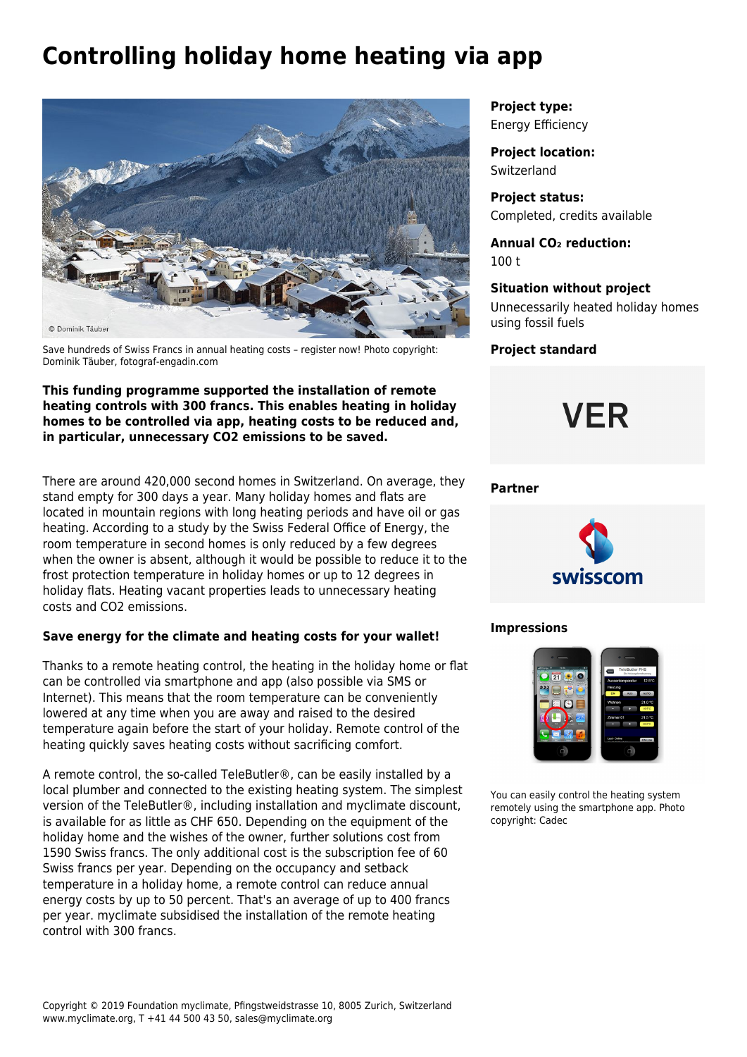# Controlling holiday home heating via app

Save hundreds of Swiss Francs in annual heating costs – register now! Photo copyright: Dominik Täuber, fotograf-engadin.com

**This funding programme supported the installation of remote heating controls with 300 francs. This enables heating in holiday homes to be controlled via app, heating costs to be reduced and, in particular, unnecessary CO2 emissions to be saved.**

There are around 420,000 second homes in Switzerland. On average, they stand empty for 300 days a year. Many holiday homes and flats are located in mountain regions with long heating periods and have oil or gas heating. According to a study by the Swiss Federal Office of Energy, the room temperature in second homes is only reduced by a few degrees when the owner is absent, although it would be possible to reduce it to the frost protection temperature in holiday homes or up to 12 degrees in holiday flats. Heating vacant properties leads to unnecessary heating costs and CO2 emissions.

**Save energy for the climate and heating costs for your wallet!**

Thanks to a remote heating control, the heating in the holiday home or flat can be controlled via smartphone and app (also possible via SMS or Internet). This means that the room temperature can be conveniently lowered at any time when you are away and raised to the desired temperature again before the start of your holiday. Remote control of the heating quickly saves heating costs without sacrificing comfort.

A remote control, the so-called TeleButler®, can be easily installed by a local plumber and connected to the existing heating system. The simplest version of the TeleButler®, including installation and myclimate discount, is available for as little as CHF 650. Depending on the equipment of the holiday home and the wishes of the owner, further solutions cost from 1590 Swiss francs. The only additional cost is the subscription fee of 60 Swiss francs per year. Depending on the occupancy and setback temperature in a holiday home, a remote control can reduce annual energy costs by up to 50 percent. That's an average of up to 400 francs per year. myclimate subsidised the installation of the remote heating control with 300 francs.

**Project type:**
Energy Efficiency

**Project location:**
Switzerland

**Project status:**
Completed, credits available

**Annual $CO_2$ reduction:**
100 t

**Situation without project**
Unnecessarily heated holiday homes using fossil fuels

**Project standard**

VER

**Partner**

swisscom

**Impressions**

You can easily control the heating system remotely using the smartphone app. Photo copyright: Cadec

Copyright © 2019 Foundation myclimate, Pfingstweidstrasse 10, 8005 Zurich, Switzerland
www.myclimate.org, T +41 44 500 43 50, sales@myclimate.org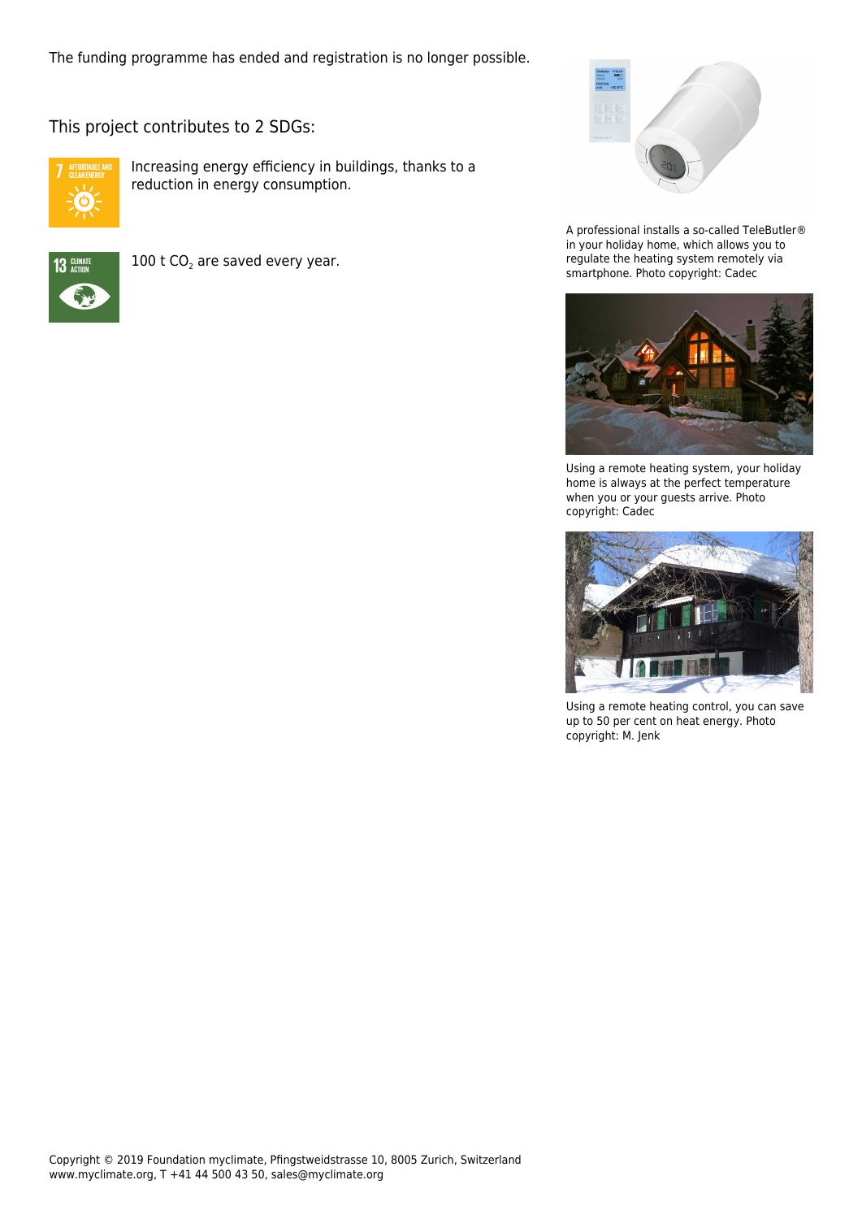The funding programme has ended and registration is no longer possible.

## This project contributes to 2 SDGs:

Increasing energy efficiency in buildings, thanks to a reduction in energy consumption.

100 t $CO_2$ are saved every year.

A professional installs a so-called TeleButler® in your holiday home, which allows you to regulate the heating system remotely via smartphone. Photo copyright: Cadec

Using a remote heating system, your holiday home is always at the perfect temperature when you or your guests arrive. Photo copyright: Cadec

Using a remote heating control, you can save up to 50 per cent on heat energy. Photo copyright: M. Jenk

Copyright © 2019 Foundation myclimate, Pfingstweidstrasse 10, 8005 Zurich, Switzerland
www.myclimate.org, T +41 44 500 43 50, sales@myclimate.org